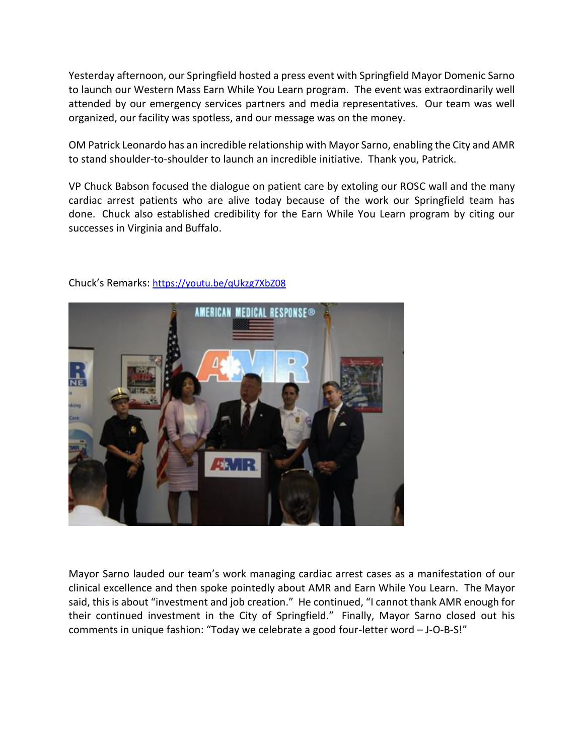Yesterday afternoon, our Springfield hosted a press event with Springfield Mayor Domenic Sarno to launch our Western Mass Earn While You Learn program. The event was extraordinarily well attended by our emergency services partners and media representatives. Our team was well organized, our facility was spotless, and our message was on the money.

OM Patrick Leonardo has an incredible relationship with Mayor Sarno, enabling the City and AMR to stand shoulder-to-shoulder to launch an incredible initiative. Thank you, Patrick.

VP Chuck Babson focused the dialogue on patient care by extoling our ROSC wall and the many cardiac arrest patients who are alive today because of the work our Springfield team has done. Chuck also established credibility for the Earn While You Learn program by citing our successes in Virginia and Buffalo.

Chuck's Remarks: https://youtu.be/qUkzg7XbZ08

Mayor Sarno lauded our team's work managing cardiac arrest cases as a manifestation of our clinical excellence and then spoke pointedly about AMR and Earn While You Learn. The Mayor said, this is about "investment and job creation." He continued, "I cannot thank AMR enough for their continued investment in the City of Springfield." Finally, Mayor Sarno closed out his comments in unique fashion: "Today we celebrate a good four-letter word – J-O-B-S!"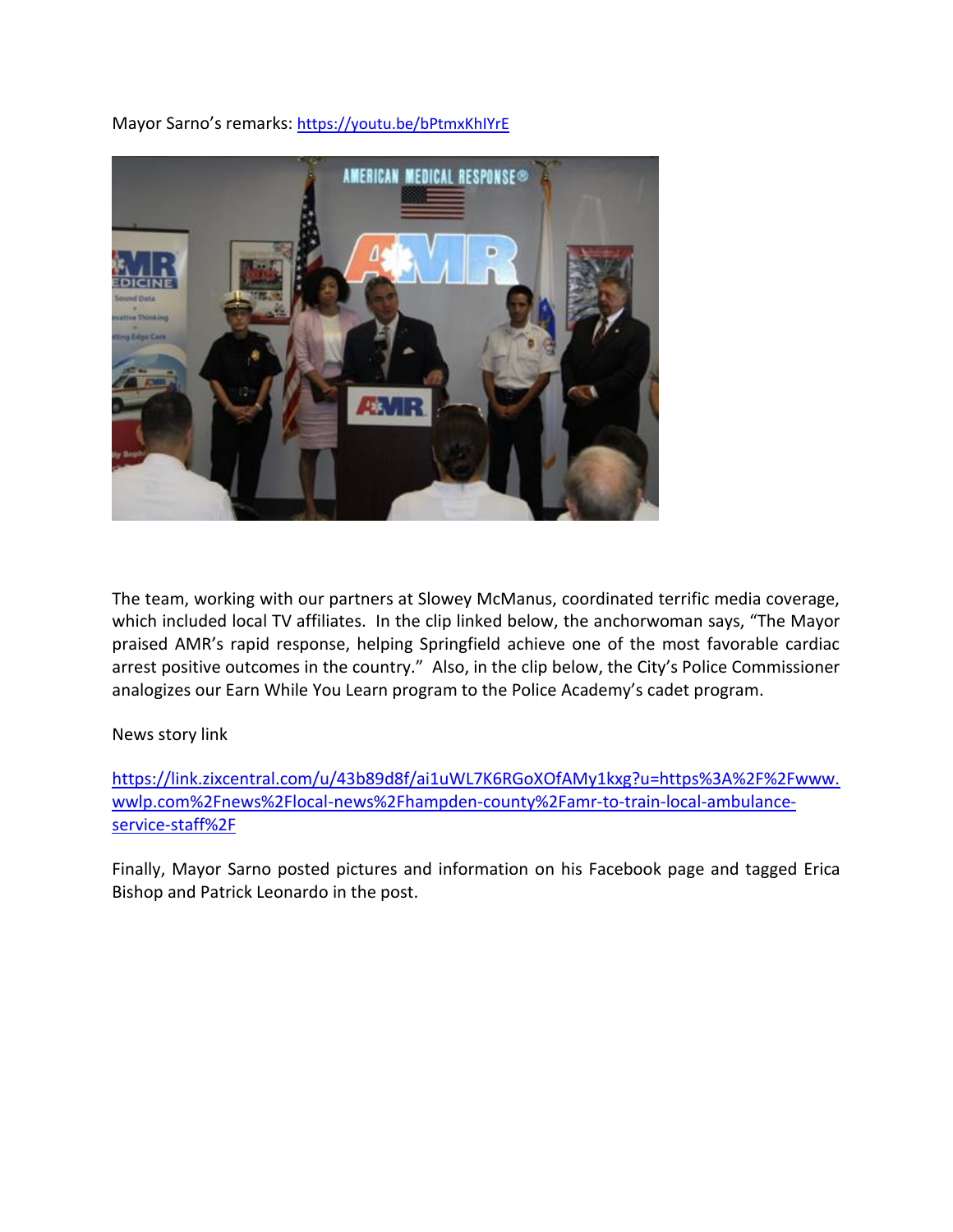Mayor Sarno's remarks: https://youtu.be/bPtmxKhIYrE

The team, working with our partners at Slowey McManus, coordinated terrific media coverage, which included local TV affiliates. In the clip linked below, the anchorwoman says, "The Mayor praised AMR's rapid response, helping Springfield achieve one of the most favorable cardiac arrest positive outcomes in the country." Also, in the clip below, the City's Police Commissioner analogizes our Earn While You Learn program to the Police Academy's cadet program.

News story link

https://link.zixcentral.com/u/43b89d8f/ai1uWL7K6RGoXOfAMy1kxg?u=https%3A%2F%2Fwww.wwlp.com%2Fnews%2Flocal-news%2Fhampden-county%2Famr-to-train-local-ambulance-service-staff%2F

Finally, Mayor Sarno posted pictures and information on his Facebook page and tagged Erica Bishop and Patrick Leonardo in the post.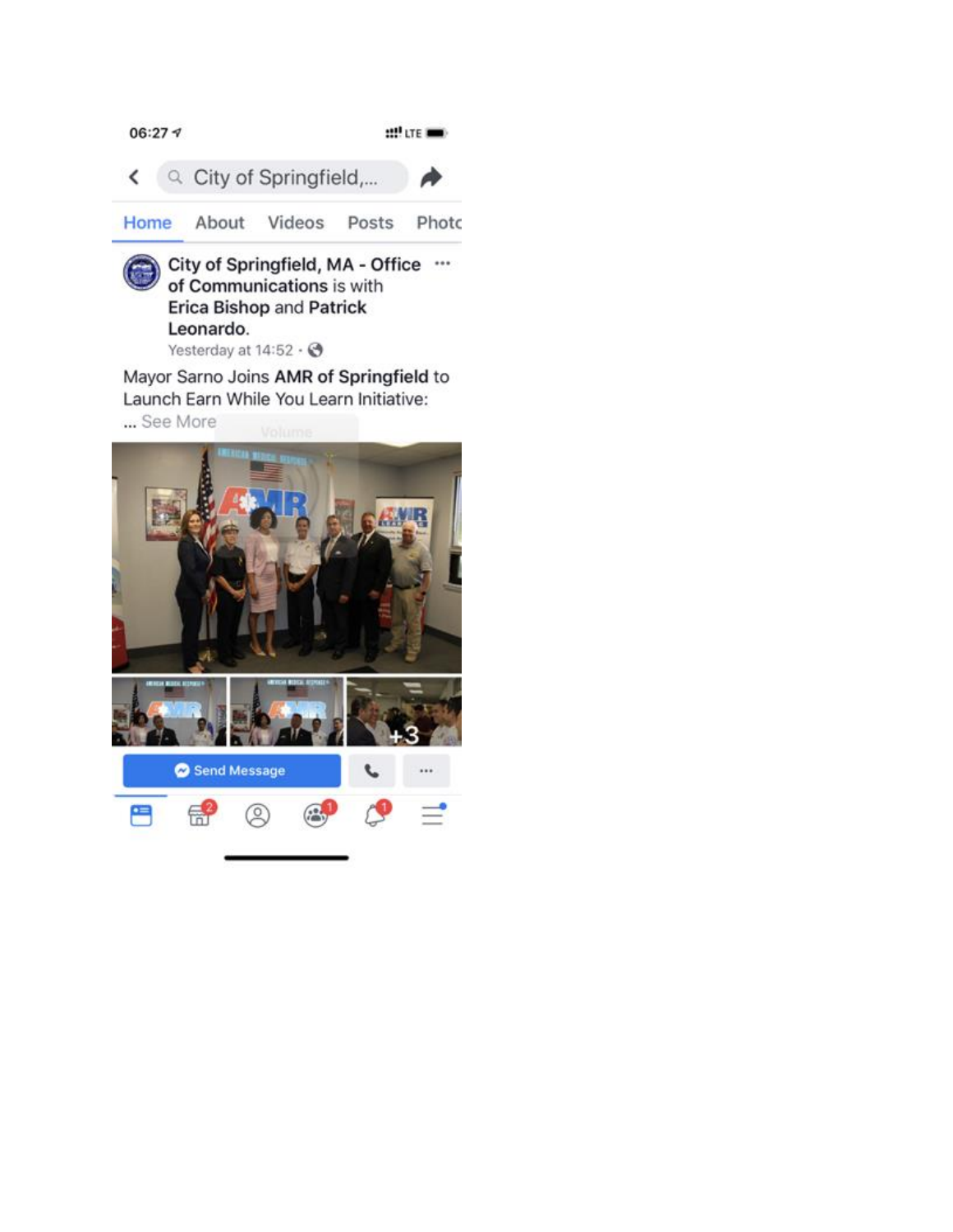06:27

City of Springfield,...

Home About Videos Posts Photo

**City of Springfield, MA - Office of Communications** is with **Erica Bishop** and **Patrick Leonardo**.

Yesterday at 14:52

Mayor Sarno Joins **AMR of Springfield** to Launch Earn While You Learn Initiative:
... See More

+3

Send Message